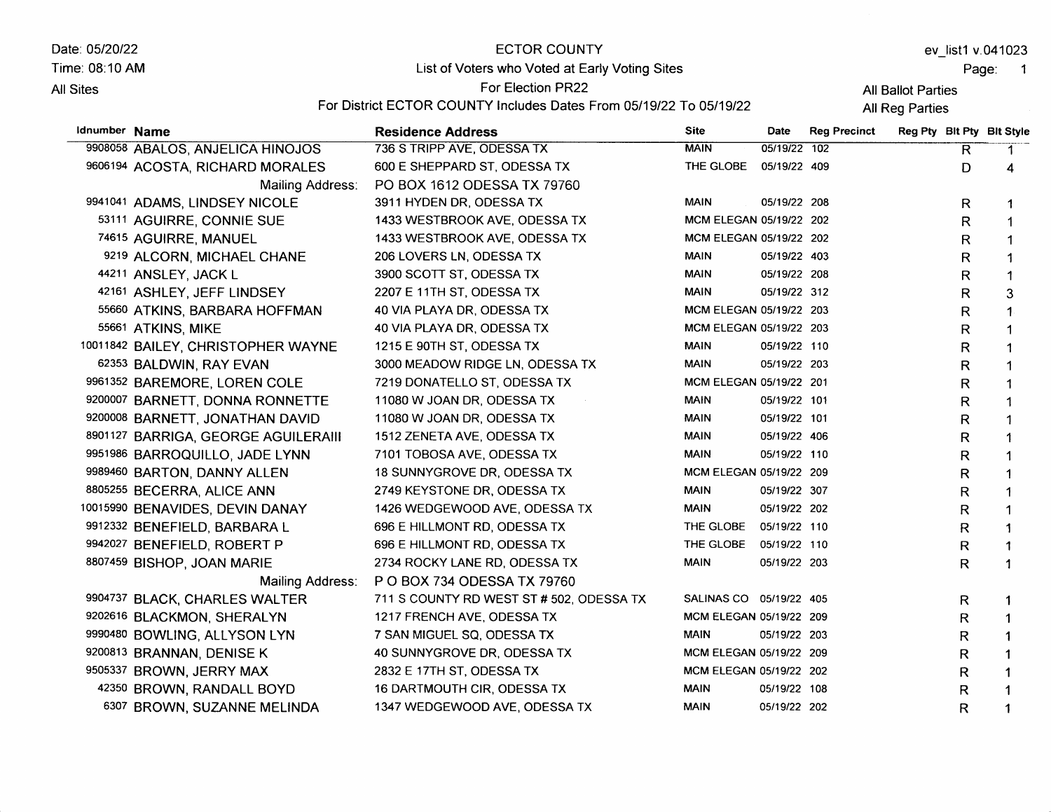Date: 05/20/22
Time: 08:10 AM
All Sites

# ECTOR COUNTY

## List of Voters who Voted at Early Voting Sites

For Election PR22

For District ECTOR COUNTY Includes Dates From 05/19/22 To 05/19/22

ev_list1 v.041023

All Ballot Parties
All Reg Parties

| Idnumber | Name | Residence Address | Site | Date | Reg Precinct | Reg Pty | Blt Pty | Blt Style |
|---|---|---|---|---|---|---|---|---|
| 9908058 | ABALOS, ANJELICA HINOJOS | 736 S TRIPP AVE, ODESSA TX | MAIN | 05/19/22 | 102 | | R | 1 |
| 9606194 | ACOSTA, RICHARD MORALES | 600 E SHEPPARD ST, ODESSA TX | THE GLOBE | 05/19/22 | 409 | | D | 4 |
| | Mailing Address: | PO BOX 1612 ODESSA TX 79760 | | | | | | |
| 9941041 | ADAMS, LINDSEY NICOLE | 3911 HYDEN DR, ODESSA TX | MAIN | 05/19/22 | 208 | | R | 1 |
| 53111 | AGUIRRE, CONNIE SUE | 1433 WESTBROOK AVE, ODESSA TX | MCM ELEGAN | 05/19/22 | 202 | | R | 1 |
| 74615 | AGUIRRE, MANUEL | 1433 WESTBROOK AVE, ODESSA TX | MCM ELEGAN | 05/19/22 | 202 | | R | 1 |
| 9219 | ALCORN, MICHAEL CHANE | 206 LOVERS LN, ODESSA TX | MAIN | 05/19/22 | 403 | | R | 1 |
| 44211 | ANSLEY, JACK L | 3900 SCOTT ST, ODESSA TX | MAIN | 05/19/22 | 208 | | R | 1 |
| 42161 | ASHLEY, JEFF LINDSEY | 2207 E 11TH ST, ODESSA TX | MAIN | 05/19/22 | 312 | | R | 3 |
| 55660 | ATKINS, BARBARA HOFFMAN | 40 VIA PLAYA DR, ODESSA TX | MCM ELEGAN | 05/19/22 | 203 | | R | 1 |
| 55661 | ATKINS, MIKE | 40 VIA PLAYA DR, ODESSA TX | MCM ELEGAN | 05/19/22 | 203 | | R | 1 |
| 10011842 | BAILEY, CHRISTOPHER WAYNE | 1215 E 90TH ST, ODESSA TX | MAIN | 05/19/22 | 110 | | R | 1 |
| 62353 | BALDWIN, RAY EVAN | 3000 MEADOW RIDGE LN, ODESSA TX | MAIN | 05/19/22 | 203 | | R | 1 |
| 9961352 | BAREMORE, LOREN COLE | 7219 DONATELLO ST, ODESSA TX | MCM ELEGAN | 05/19/22 | 201 | | R | 1 |
| 9200007 | BARNETT, DONNA RONNETTE | 11080 W JOAN DR, ODESSA TX | MAIN | 05/19/22 | 101 | | R | 1 |
| 9200008 | BARNETT, JONATHAN DAVID | 11080 W JOAN DR, ODESSA TX | MAIN | 05/19/22 | 101 | | R | 1 |
| 8901127 | BARRIGA, GEORGE AGUILERAIII | 1512 ZENETA AVE, ODESSA TX | MAIN | 05/19/22 | 406 | | R | 1 |
| 9951986 | BARROQUILLO, JADE LYNN | 7101 TOBOSA AVE, ODESSA TX | MAIN | 05/19/22 | 110 | | R | 1 |
| 9989460 | BARTON, DANNY ALLEN | 18 SUNNYGROVE DR, ODESSA TX | MCM ELEGAN | 05/19/22 | 209 | | R | 1 |
| 8805255 | BECERRA, ALICE ANN | 2749 KEYSTONE DR, ODESSA TX | MAIN | 05/19/22 | 307 | | R | 1 |
| 10015990 | BENAVIDES, DEVIN DANAY | 1426 WEDGEWOOD AVE, ODESSA TX | MAIN | 05/19/22 | 202 | | R | 1 |
| 9912332 | BENEFIELD, BARBARA L | 696 E HILLMONT RD, ODESSA TX | THE GLOBE | 05/19/22 | 110 | | R | 1 |
| 9942027 | BENEFIELD, ROBERT P | 696 E HILLMONT RD, ODESSA TX | THE GLOBE | 05/19/22 | 110 | | R | 1 |
| 8807459 | BISHOP, JOAN MARIE | 2734 ROCKY LANE RD, ODESSA TX | MAIN | 05/19/22 | 203 | | R | 1 |
| | Mailing Address: | P O BOX 734 ODESSA TX 79760 | | | | | | |
| 9904737 | BLACK, CHARLES WALTER | 711 S COUNTY RD WEST ST # 502, ODESSA TX | SALINAS CO | 05/19/22 | 405 | | R | 1 |
| 9202616 | BLACKMON, SHERALYN | 1217 FRENCH AVE, ODESSA TX | MCM ELEGAN | 05/19/22 | 209 | | R | 1 |
| 9990480 | BOWLING, ALLYSON LYN | 7 SAN MIGUEL SQ, ODESSA TX | MAIN | 05/19/22 | 203 | | R | 1 |
| 9200813 | BRANNAN, DENISE K | 40 SUNNYGROVE DR, ODESSA TX | MCM ELEGAN | 05/19/22 | 209 | | R | 1 |
| 9505337 | BROWN, JERRY MAX | 2832 E 17TH ST, ODESSA TX | MCM ELEGAN | 05/19/22 | 202 | | R | 1 |
| 42350 | BROWN, RANDALL BOYD | 16 DARTMOUTH CIR, ODESSA TX | MAIN | 05/19/22 | 108 | | R | 1 |
| 6307 | BROWN, SUZANNE MELINDA | 1347 WEDGEWOOD AVE, ODESSA TX | MAIN | 05/19/22 | 202 | | R | 1 |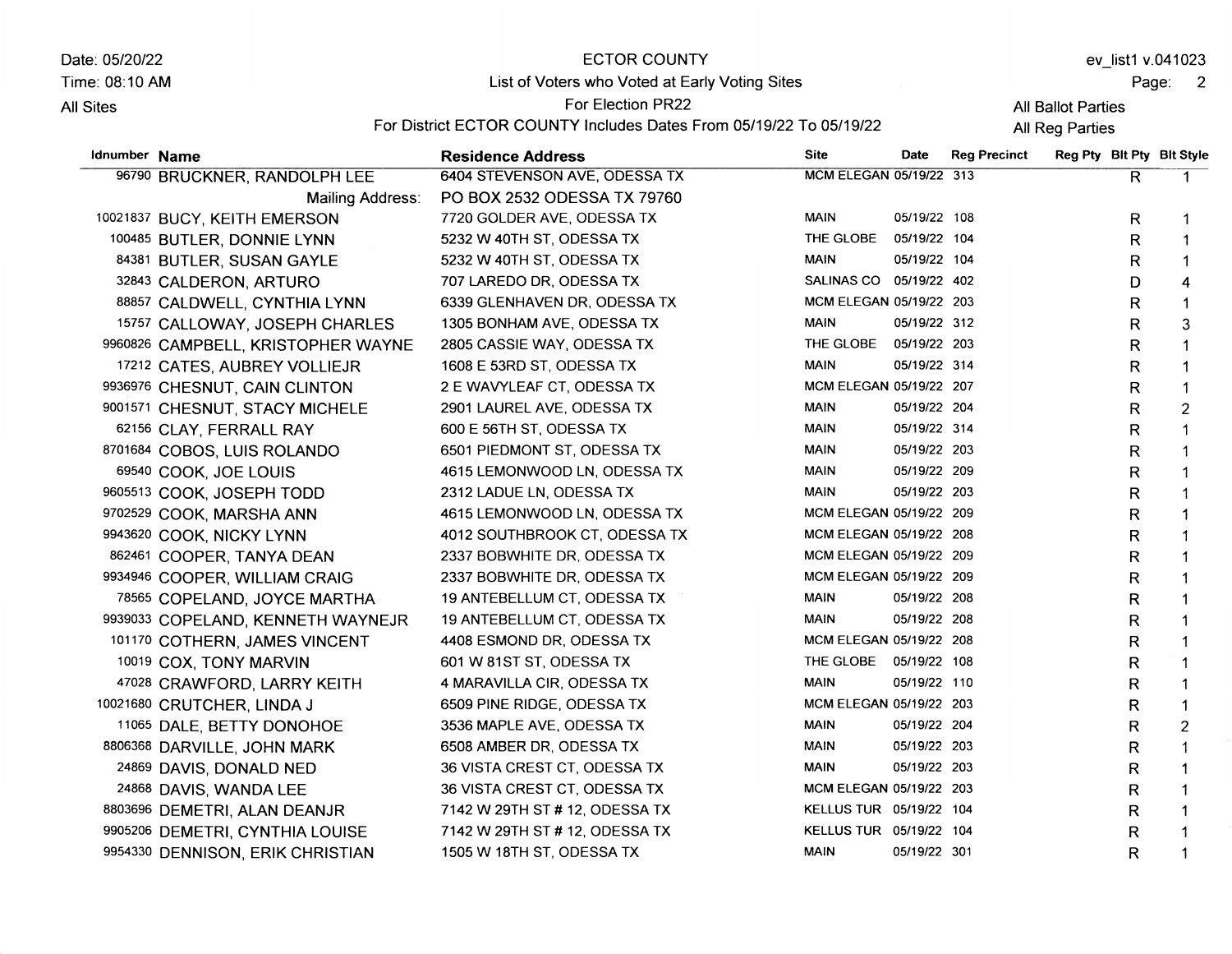Date: 05/20/22
Time: 08:10 AM
All Sites

# ECTOR COUNTY

## List of Voters who Voted at Early Voting Sites

For Election PR22

For District ECTOR COUNTY Includes Dates From 05/19/22 To 05/19/22

ev_list1 v.041023

All Ballot Parties
All Reg Parties

| Idnumber | Name | Residence Address | Site | Date | Reg Precinct | Reg Pty | Blt Pty | Blt Style |
|---|---|---|---|---|---|---|---|---|
| 96790 | BRUCKNER, RANDOLPH LEE | 6404 STEVENSON AVE, ODESSA TX | MCM ELEGAN | 05/19/22 | 313 | | R | 1 |
| | Mailing Address: | PO BOX 2532 ODESSA TX 79760 | | | | | | |
| 10021837 | BUCY, KEITH EMERSON | 7720 GOLDER AVE, ODESSA TX | MAIN | 05/19/22 | 108 | | R | 1 |
| 100485 | BUTLER, DONNIE LYNN | 5232 W 40TH ST, ODESSA TX | THE GLOBE | 05/19/22 | 104 | | R | 1 |
| 84381 | BUTLER, SUSAN GAYLE | 5232 W 40TH ST, ODESSA TX | MAIN | 05/19/22 | 104 | | R | 1 |
| 32843 | CALDERON, ARTURO | 707 LAREDO DR, ODESSA TX | SALINAS CO | 05/19/22 | 402 | | D | 4 |
| 88857 | CALDWELL, CYNTHIA LYNN | 6339 GLENHAVEN DR, ODESSA TX | MCM ELEGAN | 05/19/22 | 203 | | R | 1 |
| 15757 | CALLOWAY, JOSEPH CHARLES | 1305 BONHAM AVE, ODESSA TX | MAIN | 05/19/22 | 312 | | R | 3 |
| 9960826 | CAMPBELL, KRISTOPHER WAYNE | 2805 CASSIE WAY, ODESSA TX | THE GLOBE | 05/19/22 | 203 | | R | 1 |
| 17212 | CATES, AUBREY VOLLIEJR | 1608 E 53RD ST, ODESSA TX | MAIN | 05/19/22 | 314 | | R | 1 |
| 9936976 | CHESNUT, CAIN CLINTON | 2 E WAVYLEAF CT, ODESSA TX | MCM ELEGAN | 05/19/22 | 207 | | R | 1 |
| 9001571 | CHESNUT, STACY MICHELE | 2901 LAUREL AVE, ODESSA TX | MAIN | 05/19/22 | 204 | | R | 2 |
| 62156 | CLAY, FERRALL RAY | 600 E 56TH ST, ODESSA TX | MAIN | 05/19/22 | 314 | | R | 1 |
| 8701684 | COBOS, LUIS ROLANDO | 6501 PIEDMONT ST, ODESSA TX | MAIN | 05/19/22 | 203 | | R | 1 |
| 69540 | COOK, JOE LOUIS | 4615 LEMONWOOD LN, ODESSA TX | MAIN | 05/19/22 | 209 | | R | 1 |
| 9605513 | COOK, JOSEPH TODD | 2312 LADUE LN, ODESSA TX | MAIN | 05/19/22 | 203 | | R | 1 |
| 9702529 | COOK, MARSHA ANN | 4615 LEMONWOOD LN, ODESSA TX | MCM ELEGAN | 05/19/22 | 209 | | R | 1 |
| 9943620 | COOK, NICKY LYNN | 4012 SOUTHBROOK CT, ODESSA TX | MCM ELEGAN | 05/19/22 | 208 | | R | 1 |
| 862461 | COOPER, TANYA DEAN | 2337 BOBWHITE DR, ODESSA TX | MCM ELEGAN | 05/19/22 | 209 | | R | 1 |
| 9934946 | COOPER, WILLIAM CRAIG | 2337 BOBWHITE DR, ODESSA TX | MCM ELEGAN | 05/19/22 | 209 | | R | 1 |
| 78565 | COPELAND, JOYCE MARTHA | 19 ANTEBELLUM CT, ODESSA TX | MAIN | 05/19/22 | 208 | | R | 1 |
| 9939033 | COPELAND, KENNETH WAYNEJR | 19 ANTEBELLUM CT, ODESSA TX | MAIN | 05/19/22 | 208 | | R | 1 |
| 101170 | COTHERN, JAMES VINCENT | 4408 ESMOND DR, ODESSA TX | MCM ELEGAN | 05/19/22 | 208 | | R | 1 |
| 10019 | COX, TONY MARVIN | 601 W 81ST ST, ODESSA TX | THE GLOBE | 05/19/22 | 108 | | R | 1 |
| 47028 | CRAWFORD, LARRY KEITH | 4 MARAVILLA CIR, ODESSA TX | MAIN | 05/19/22 | 110 | | R | 1 |
| 10021680 | CRUTCHER, LINDA J | 6509 PINE RIDGE, ODESSA TX | MCM ELEGAN | 05/19/22 | 203 | | R | 1 |
| 11065 | DALE, BETTY DONOHOE | 3536 MAPLE AVE, ODESSA TX | MAIN | 05/19/22 | 204 | | R | 2 |
| 8806368 | DARVILLE, JOHN MARK | 6508 AMBER DR, ODESSA TX | MAIN | 05/19/22 | 203 | | R | 1 |
| 24869 | DAVIS, DONALD NED | 36 VISTA CREST CT, ODESSA TX | MAIN | 05/19/22 | 203 | | R | 1 |
| 24868 | DAVIS, WANDA LEE | 36 VISTA CREST CT, ODESSA TX | MCM ELEGAN | 05/19/22 | 203 | | R | 1 |
| 8803696 | DEMETRI, ALAN DEANJR | 7142 W 29TH ST # 12, ODESSA TX | KELLUS TUR | 05/19/22 | 104 | | R | 1 |
| 9905206 | DEMETRI, CYNTHIA LOUISE | 7142 W 29TH ST # 12, ODESSA TX | KELLUS TUR | 05/19/22 | 104 | | R | 1 |
| 9954330 | DENNISON, ERIK CHRISTIAN | 1505 W 18TH ST, ODESSA TX | MAIN | 05/19/22 | 301 | | R | 1 |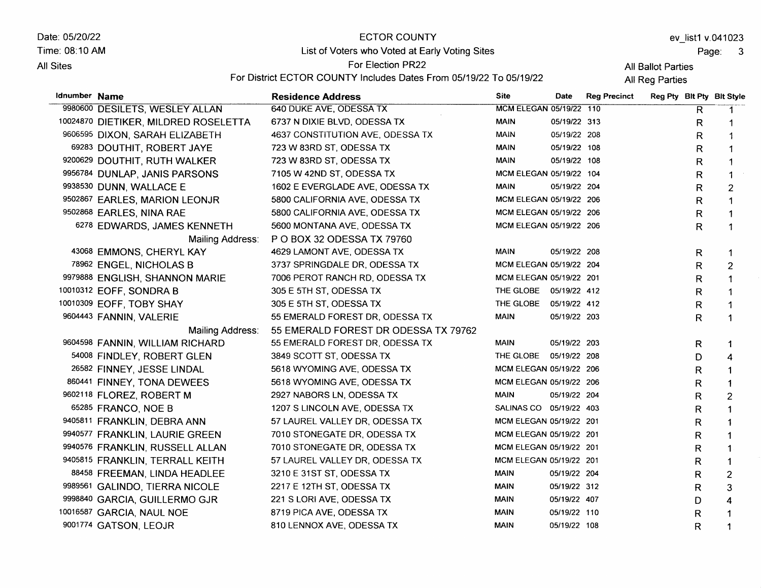Date: 05/20/22
Time: 08:10 AM
All Sites

ECTOR COUNTY
List of Voters who Voted at Early Voting Sites
For Election PR22
For District ECTOR COUNTY Includes Dates From 05/19/22 To 05/19/22

ev_list1 v.041023

All Ballot Parties
All Reg Parties

| Idnumber | Name | Residence Address | Site | Date | Reg Precinct | Reg Pty | Blt Pty | Blt Style |
|---|---|---|---|---|---|---|---|---|
| 9980600 | DESILETS, WESLEY ALLAN | 640 DUKE AVE, ODESSA TX | MCM ELEGAN | 05/19/22 | 110 | | R | 1 |
| 10024870 | DIETIKER, MILDRED ROSELETTA | 6737 N DIXIE BLVD, ODESSA TX | MAIN | 05/19/22 | 313 | | R | 1 |
| 9606595 | DIXON, SARAH ELIZABETH | 4637 CONSTITUTION AVE, ODESSA TX | MAIN | 05/19/22 | 208 | | R | 1 |
| 69283 | DOUTHIT, ROBERT JAYE | 723 W 83RD ST, ODESSA TX | MAIN | 05/19/22 | 108 | | R | 1 |
| 9200629 | DOUTHIT, RUTH WALKER | 723 W 83RD ST, ODESSA TX | MAIN | 05/19/22 | 108 | | R | 1 |
| 9956784 | DUNLAP, JANIS PARSONS | 7105 W 42ND ST, ODESSA TX | MCM ELEGAN | 05/19/22 | 104 | | R | 1 |
| 9938530 | DUNN, WALLACE E | 1602 E EVERGLADE AVE, ODESSA TX | MAIN | 05/19/22 | 204 | | R | 2 |
| 9502867 | EARLES, MARION LEONJR | 5800 CALIFORNIA AVE, ODESSA TX | MCM ELEGAN | 05/19/22 | 206 | | R | 1 |
| 9502868 | EARLES, NINA RAE | 5800 CALIFORNIA AVE, ODESSA TX | MCM ELEGAN | 05/19/22 | 206 | | R | 1 |
| 6278 | EDWARDS, JAMES KENNETH | 5600 MONTANA AVE, ODESSA TX | MCM ELEGAN | 05/19/22 | 206 | | R | 1 |
| | Mailing Address: | P O BOX 32 ODESSA TX 79760 | | | | | | |
| 43068 | EMMONS, CHERYL KAY | 4629 LAMONT AVE, ODESSA TX | MAIN | 05/19/22 | 208 | | R | 1 |
| 78962 | ENGEL, NICHOLAS B | 3737 SPRINGDALE DR, ODESSA TX | MCM ELEGAN | 05/19/22 | 204 | | R | 2 |
| 9979888 | ENGLISH, SHANNON MARIE | 7006 PEROT RANCH RD, ODESSA TX | MCM ELEGAN | 05/19/22 | 201 | | R | 1 |
| 10010312 | EOFF, SONDRA B | 305 E 5TH ST, ODESSA TX | THE GLOBE | 05/19/22 | 412 | | R | 1 |
| 10010309 | EOFF, TOBY SHAY | 305 E 5TH ST, ODESSA TX | THE GLOBE | 05/19/22 | 412 | | R | 1 |
| 9604443 | FANNIN, VALERIE | 55 EMERALD FOREST DR, ODESSA TX | MAIN | 05/19/22 | 203 | | R | 1 |
| | Mailing Address: | 55 EMERALD FOREST DR ODESSA TX 79762 | | | | | | |
| 9604598 | FANNIN, WILLIAM RICHARD | 55 EMERALD FOREST DR, ODESSA TX | MAIN | 05/19/22 | 203 | | R | 1 |
| 54008 | FINDLEY, ROBERT GLEN | 3849 SCOTT ST, ODESSA TX | THE GLOBE | 05/19/22 | 208 | | D | 4 |
| 26582 | FINNEY, JESSE LINDAL | 5618 WYOMING AVE, ODESSA TX | MCM ELEGAN | 05/19/22 | 206 | | R | 1 |
| 860441 | FINNEY, TONA DEWEES | 5618 WYOMING AVE, ODESSA TX | MCM ELEGAN | 05/19/22 | 206 | | R | 1 |
| 9602118 | FLOREZ, ROBERT M | 2927 NABORS LN, ODESSA TX | MAIN | 05/19/22 | 204 | | R | 2 |
| 65285 | FRANCO, NOE B | 1207 S LINCOLN AVE, ODESSA TX | SALINAS CO | 05/19/22 | 403 | | R | 1 |
| 9405811 | FRANKLIN, DEBRA ANN | 57 LAUREL VALLEY DR, ODESSA TX | MCM ELEGAN | 05/19/22 | 201 | | R | 1 |
| 9940577 | FRANKLIN, LAURIE GREEN | 7010 STONEGATE DR, ODESSA TX | MCM ELEGAN | 05/19/22 | 201 | | R | 1 |
| 9940576 | FRANKLIN, RUSSELL ALLAN | 7010 STONEGATE DR, ODESSA TX | MCM ELEGAN | 05/19/22 | 201 | | R | 1 |
| 9405815 | FRANKLIN, TERRALL KEITH | 57 LAUREL VALLEY DR, ODESSA TX | MCM ELEGAN | 05/19/22 | 201 | | R | 1 |
| 88458 | FREEMAN, LINDA HEADLEE | 3210 E 31ST ST, ODESSA TX | MAIN | 05/19/22 | 204 | | R | 2 |
| 9989561 | GALINDO, TIERRA NICOLE | 2217 E 12TH ST, ODESSA TX | MAIN | 05/19/22 | 312 | | R | 3 |
| 9998840 | GARCIA, GUILLERMO GJR | 221 S LORI AVE, ODESSA TX | MAIN | 05/19/22 | 407 | | D | 4 |
| 10016587 | GARCIA, NAUL NOE | 8719 PICA AVE, ODESSA TX | MAIN | 05/19/22 | 110 | | R | 1 |
| 9001774 | GATSON, LEOJR | 810 LENNOX AVE, ODESSA TX | MAIN | 05/19/22 | 108 | | R | 1 |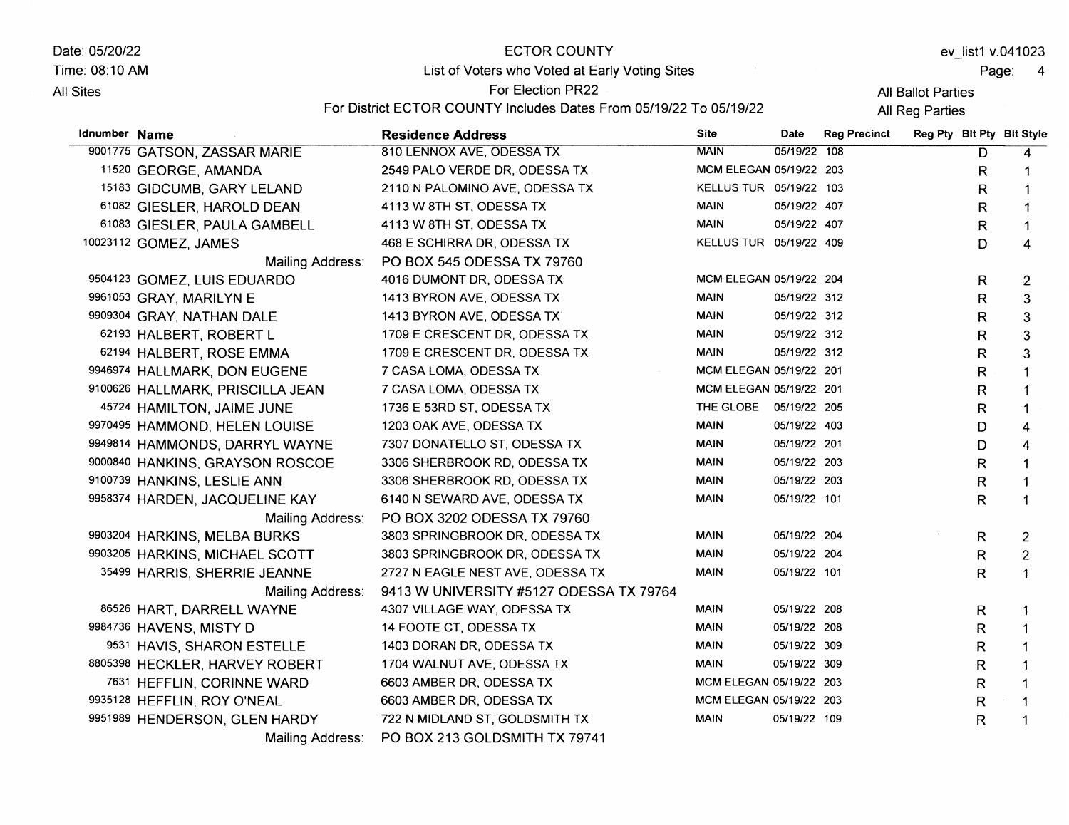Date: 05/20/22
Time: 08:10 AM
All Sites

ECTOR COUNTY
List of Voters who Voted at Early Voting Sites
For Election PR22
For District ECTOR COUNTY Includes Dates From 05/19/22 To 05/19/22

ev_list1 v.041023

All Ballot Parties
All Reg Parties

| Idnumber | Name | Residence Address | Site | Date | Reg Precinct | Reg Pty | Blt Pty | Blt Style |
|---|---|---|---|---|---|---|---|---|
| 9001775 | GATSON, ZASSAR MARIE | 810 LENNOX AVE, ODESSA TX | MAIN | 05/19/22 | 108 | | D | 4 |
| 11520 | GEORGE, AMANDA | 2549 PALO VERDE DR, ODESSA TX | MCM ELEGAN | 05/19/22 | 203 | | R | 1 |
| 15183 | GIDCUMB, GARY LELAND | 2110 N PALOMINO AVE, ODESSA TX | KELLUS TUR | 05/19/22 | 103 | | R | 1 |
| 61082 | GIESLER, HAROLD DEAN | 4113 W 8TH ST, ODESSA TX | MAIN | 05/19/22 | 407 | | R | 1 |
| 61083 | GIESLER, PAULA GAMBELL | 4113 W 8TH ST, ODESSA TX | MAIN | 05/19/22 | 407 | | R | 1 |
| 10023112 | GOMEZ, JAMES | 468 E SCHIRRA DR, ODESSA TX | KELLUS TUR | 05/19/22 | 409 | | D | 4 |
| | Mailing Address: | PO BOX 545 ODESSA TX 79760 | | | | | | |
| 9504123 | GOMEZ, LUIS EDUARDO | 4016 DUMONT DR, ODESSA TX | MCM ELEGAN | 05/19/22 | 204 | | R | 2 |
| 9961053 | GRAY, MARILYN E | 1413 BYRON AVE, ODESSA TX | MAIN | 05/19/22 | 312 | | R | 3 |
| 9909304 | GRAY, NATHAN DALE | 1413 BYRON AVE, ODESSA TX | MAIN | 05/19/22 | 312 | | R | 3 |
| 62193 | HALBERT, ROBERT L | 1709 E CRESCENT DR, ODESSA TX | MAIN | 05/19/22 | 312 | | R | 3 |
| 62194 | HALBERT, ROSE EMMA | 1709 E CRESCENT DR, ODESSA TX | MAIN | 05/19/22 | 312 | | R | 3 |
| 9946974 | HALLMARK, DON EUGENE | 7 CASA LOMA, ODESSA TX | MCM ELEGAN | 05/19/22 | 201 | | R | 1 |
| 9100626 | HALLMARK, PRISCILLA JEAN | 7 CASA LOMA, ODESSA TX | MCM ELEGAN | 05/19/22 | 201 | | R | 1 |
| 45724 | HAMILTON, JAIME JUNE | 1736 E 53RD ST, ODESSA TX | THE GLOBE | 05/19/22 | 205 | | R | 1 |
| 9970495 | HAMMOND, HELEN LOUISE | 1203 OAK AVE, ODESSA TX | MAIN | 05/19/22 | 403 | | D | 4 |
| 9949814 | HAMMONDS, DARRYL WAYNE | 7307 DONATELLO ST, ODESSA TX | MAIN | 05/19/22 | 201 | | D | 4 |
| 9000840 | HANKINS, GRAYSON ROSCOE | 3306 SHERBROOK RD, ODESSA TX | MAIN | 05/19/22 | 203 | | R | 1 |
| 9100739 | HANKINS, LESLIE ANN | 3306 SHERBROOK RD, ODESSA TX | MAIN | 05/19/22 | 203 | | R | 1 |
| 9958374 | HARDEN, JACQUELINE KAY | 6140 N SEWARD AVE, ODESSA TX | MAIN | 05/19/22 | 101 | | R | 1 |
| | Mailing Address: | PO BOX 3202 ODESSA TX 79760 | | | | | | |
| 9903204 | HARKINS, MELBA BURKS | 3803 SPRINGBROOK DR, ODESSA TX | MAIN | 05/19/22 | 204 | | R | 2 |
| 9903205 | HARKINS, MICHAEL SCOTT | 3803 SPRINGBROOK DR, ODESSA TX | MAIN | 05/19/22 | 204 | | R | 2 |
| 35499 | HARRIS, SHERRIE JEANNE | 2727 N EAGLE NEST AVE, ODESSA TX | MAIN | 05/19/22 | 101 | | R | 1 |
| | Mailing Address: | 9413 W UNIVERSITY #5127 ODESSA TX 79764 | | | | | | |
| 86526 | HART, DARRELL WAYNE | 4307 VILLAGE WAY, ODESSA TX | MAIN | 05/19/22 | 208 | | R | 1 |
| 9984736 | HAVENS, MISTY D | 14 FOOTE CT, ODESSA TX | MAIN | 05/19/22 | 208 | | R | 1 |
| 9531 | HAVIS, SHARON ESTELLE | 1403 DORAN DR, ODESSA TX | MAIN | 05/19/22 | 309 | | R | 1 |
| 8805398 | HECKLER, HARVEY ROBERT | 1704 WALNUT AVE, ODESSA TX | MAIN | 05/19/22 | 309 | | R | 1 |
| 7631 | HEFFLIN, CORINNE WARD | 6603 AMBER DR, ODESSA TX | MCM ELEGAN | 05/19/22 | 203 | | R | 1 |
| 9935128 | HEFFLIN, ROY O'NEAL | 6603 AMBER DR, ODESSA TX | MCM ELEGAN | 05/19/22 | 203 | | R | 1 |
| 9951989 | HENDERSON, GLEN HARDY | 722 N MIDLAND ST, GOLDSMITH TX | MAIN | 05/19/22 | 109 | | R | 1 |
| | Mailing Address: | PO BOX 213 GOLDSMITH TX 79741 | | | | | | |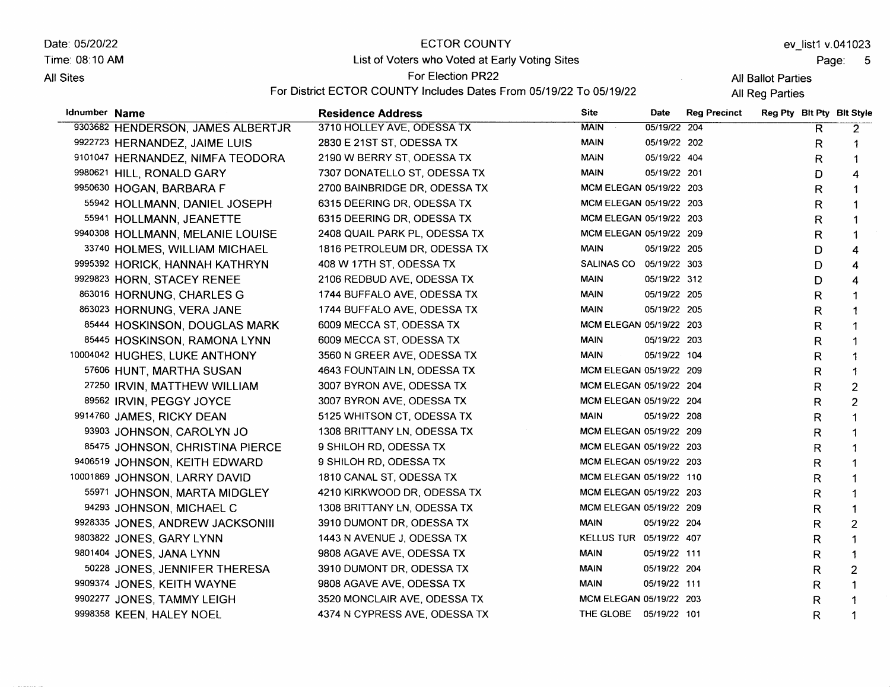Date: 05/20/22
Time: 08:10 AM
All Sites

# ECTOR COUNTY

## List of Voters who Voted at Early Voting Sites

For Election PR22

For District ECTOR COUNTY Includes Dates From 05/19/22 To 05/19/22

ev_list1 v.041023

All Ballot Parties
All Reg Parties

| Idnumber | Name | Residence Address | Site | Date | Reg Precinct | Reg Pty | Blt Pty | Blt Style |
|---|---|---|---|---|---|---|---|---|
| 9303682 | HENDERSON, JAMES ALBERTJR | 3710 HOLLEY AVE, ODESSA TX | MAIN | 05/19/22 | 204 | | R | 2 |
| 9922723 | HERNANDEZ, JAIME LUIS | 2830 E 21ST ST, ODESSA TX | MAIN | 05/19/22 | 202 | | R | 1 |
| 9101047 | HERNANDEZ, NIMFA TEODORA | 2190 W BERRY ST, ODESSA TX | MAIN | 05/19/22 | 404 | | R | 1 |
| 9980621 | HILL, RONALD GARY | 7307 DONATELLO ST, ODESSA TX | MAIN | 05/19/22 | 201 | | D | 4 |
| 9950630 | HOGAN, BARBARA F | 2700 BAINBRIDGE DR, ODESSA TX | MCM ELEGAN | 05/19/22 | 203 | | R | 1 |
| 55942 | HOLLMANN, DANIEL JOSEPH | 6315 DEERING DR, ODESSA TX | MCM ELEGAN | 05/19/22 | 203 | | R | 1 |
| 55941 | HOLLMANN, JEANETTE | 6315 DEERING DR, ODESSA TX | MCM ELEGAN | 05/19/22 | 203 | | R | 1 |
| 9940308 | HOLLMANN, MELANIE LOUISE | 2408 QUAIL PARK PL, ODESSA TX | MCM ELEGAN | 05/19/22 | 209 | | R | 1 |
| 33740 | HOLMES, WILLIAM MICHAEL | 1816 PETROLEUM DR, ODESSA TX | MAIN | 05/19/22 | 205 | | D | 4 |
| 9995392 | HORICK, HANNAH KATHRYN | 408 W 17TH ST, ODESSA TX | SALINAS CO | 05/19/22 | 303 | | D | 4 |
| 9929823 | HORN, STACEY RENEE | 2106 REDBUD AVE, ODESSA TX | MAIN | 05/19/22 | 312 | | D | 4 |
| 863016 | HORNUNG, CHARLES G | 1744 BUFFALO AVE, ODESSA TX | MAIN | 05/19/22 | 205 | | R | 1 |
| 863023 | HORNUNG, VERA JANE | 1744 BUFFALO AVE, ODESSA TX | MAIN | 05/19/22 | 205 | | R | 1 |
| 85444 | HOSKINSON, DOUGLAS MARK | 6009 MECCA ST, ODESSA TX | MCM ELEGAN | 05/19/22 | 203 | | R | 1 |
| 85445 | HOSKINSON, RAMONA LYNN | 6009 MECCA ST, ODESSA TX | MAIN | 05/19/22 | 203 | | R | 1 |
| 10004042 | HUGHES, LUKE ANTHONY | 3560 N GREER AVE, ODESSA TX | MAIN | 05/19/22 | 104 | | R | 1 |
| 57606 | HUNT, MARTHA SUSAN | 4643 FOUNTAIN LN, ODESSA TX | MCM ELEGAN | 05/19/22 | 209 | | R | 1 |
| 27250 | IRVIN, MATTHEW WILLIAM | 3007 BYRON AVE, ODESSA TX | MCM ELEGAN | 05/19/22 | 204 | | R | 2 |
| 89562 | IRVIN, PEGGY JOYCE | 3007 BYRON AVE, ODESSA TX | MCM ELEGAN | 05/19/22 | 204 | | R | 2 |
| 9914760 | JAMES, RICKY DEAN | 5125 WHITSON CT, ODESSA TX | MAIN | 05/19/22 | 208 | | R | 1 |
| 93903 | JOHNSON, CAROLYN JO | 1308 BRITTANY LN, ODESSA TX | MCM ELEGAN | 05/19/22 | 209 | | R | 1 |
| 85475 | JOHNSON, CHRISTINA PIERCE | 9 SHILOH RD, ODESSA TX | MCM ELEGAN | 05/19/22 | 203 | | R | 1 |
| 9406519 | JOHNSON, KEITH EDWARD | 9 SHILOH RD, ODESSA TX | MCM ELEGAN | 05/19/22 | 203 | | R | 1 |
| 10001869 | JOHNSON, LARRY DAVID | 1810 CANAL ST, ODESSA TX | MCM ELEGAN | 05/19/22 | 110 | | R | 1 |
| 55971 | JOHNSON, MARTA MIDGLEY | 4210 KIRKWOOD DR, ODESSA TX | MCM ELEGAN | 05/19/22 | 203 | | R | 1 |
| 94293 | JOHNSON, MICHAEL C | 1308 BRITTANY LN, ODESSA TX | MCM ELEGAN | 05/19/22 | 209 | | R | 1 |
| 9928335 | JONES, ANDREW JACKSONIII | 3910 DUMONT DR, ODESSA TX | MAIN | 05/19/22 | 204 | | R | 2 |
| 9803822 | JONES, GARY LYNN | 1443 N AVENUE J, ODESSA TX | KELLUS TUR | 05/19/22 | 407 | | R | 1 |
| 9801404 | JONES, JANA LYNN | 9808 AGAVE AVE, ODESSA TX | MAIN | 05/19/22 | 111 | | R | 1 |
| 50228 | JONES, JENNIFER THERESA | 3910 DUMONT DR, ODESSA TX | MAIN | 05/19/22 | 204 | | R | 2 |
| 9909374 | JONES, KEITH WAYNE | 9808 AGAVE AVE, ODESSA TX | MAIN | 05/19/22 | 111 | | R | 1 |
| 9902277 | JONES, TAMMY LEIGH | 3520 MONCLAIR AVE, ODESSA TX | MCM ELEGAN | 05/19/22 | 203 | | R | 1 |
| 9998358 | KEEN, HALEY NOEL | 4374 N CYPRESS AVE, ODESSA TX | THE GLOBE | 05/19/22 | 101 | | R | 1 |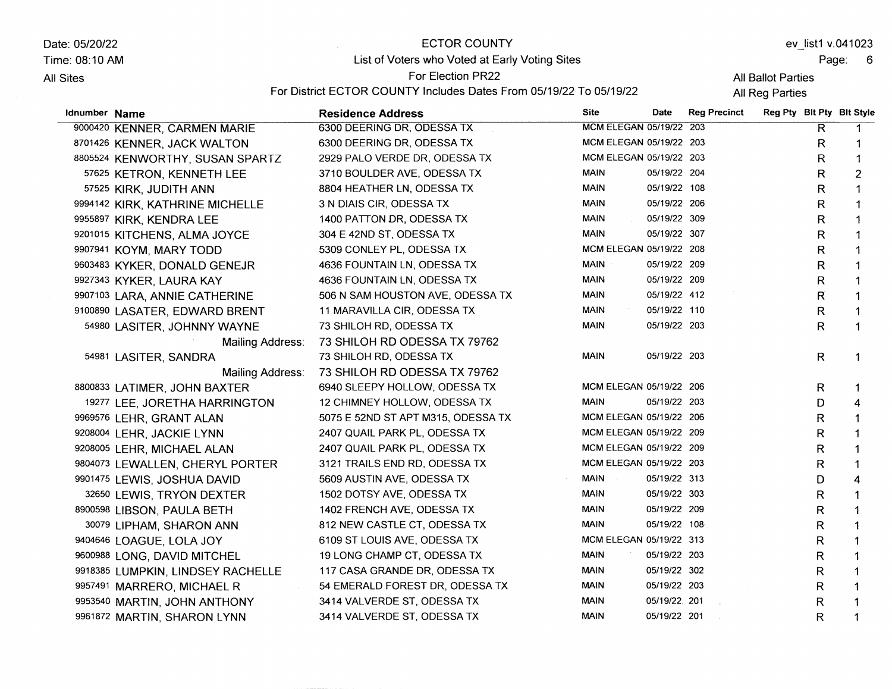Date: 05/20/22
Time: 08:10 AM
All Sites

# ECTOR COUNTY

## List of Voters who Voted at Early Voting Sites

For Election PR22

For District ECTOR COUNTY Includes Dates From 05/19/22 To 05/19/22

ev_list1 v.041023

All Ballot Parties
All Reg Parties

| Idnumber | Name | Residence Address | Site | Date | Reg Precinct | Reg Pty | Blt Pty | Blt Style |
|---|---|---|---|---|---|---|---|---|
| 9000420 | KENNER, CARMEN MARIE | 6300 DEERING DR, ODESSA TX | MCM ELEGAN | 05/19/22 | 203 | | R | 1 |
| 8701426 | KENNER, JACK WALTON | 6300 DEERING DR, ODESSA TX | MCM ELEGAN | 05/19/22 | 203 | | R | 1 |
| 8805524 | KENWORTHY, SUSAN SPARTZ | 2929 PALO VERDE DR, ODESSA TX | MCM ELEGAN | 05/19/22 | 203 | | R | 1 |
| 57625 | KETRON, KENNETH LEE | 3710 BOULDER AVE, ODESSA TX | MAIN | 05/19/22 | 204 | | R | 2 |
| 57525 | KIRK, JUDITH ANN | 8804 HEATHER LN, ODESSA TX | MAIN | 05/19/22 | 108 | | R | 1 |
| 9994142 | KIRK, KATHRINE MICHELLE | 3 N DIAIS CIR, ODESSA TX | MAIN | 05/19/22 | 206 | | R | 1 |
| 9955897 | KIRK, KENDRA LEE | 1400 PATTON DR, ODESSA TX | MAIN | 05/19/22 | 309 | | R | 1 |
| 9201015 | KITCHENS, ALMA JOYCE | 304 E 42ND ST, ODESSA TX | MAIN | 05/19/22 | 307 | | R | 1 |
| 9907941 | KOYM, MARY TODD | 5309 CONLEY PL, ODESSA TX | MCM ELEGAN | 05/19/22 | 208 | | R | 1 |
| 9603483 | KYKER, DONALD GENEJR | 4636 FOUNTAIN LN, ODESSA TX | MAIN | 05/19/22 | 209 | | R | 1 |
| 9927343 | KYKER, LAURA KAY | 4636 FOUNTAIN LN, ODESSA TX | MAIN | 05/19/22 | 209 | | R | 1 |
| 9907103 | LARA, ANNIE CATHERINE | 506 N SAM HOUSTON AVE, ODESSA TX | MAIN | 05/19/22 | 412 | | R | 1 |
| 9100890 | LASATER, EDWARD BRENT | 11 MARAVILLA CIR, ODESSA TX | MAIN | 05/19/22 | 110 | | R | 1 |
| 54980 | LASITER, JOHNNY WAYNE | 73 SHILOH RD, ODESSA TX | MAIN | 05/19/22 | 203 | | R | 1 |
| | Mailing Address: | 73 SHILOH RD ODESSA TX 79762 | | | | | | |
| 54981 | LASITER, SANDRA | 73 SHILOH RD, ODESSA TX | MAIN | 05/19/22 | 203 | | R | 1 |
| | Mailing Address: | 73 SHILOH RD ODESSA TX 79762 | | | | | | |
| 8800833 | LATIMER, JOHN BAXTER | 6940 SLEEPY HOLLOW, ODESSA TX | MCM ELEGAN | 05/19/22 | 206 | | R | 1 |
| 19277 | LEE, JORETHA HARRINGTON | 12 CHIMNEY HOLLOW, ODESSA TX | MAIN | 05/19/22 | 203 | | D | 4 |
| 9969576 | LEHR, GRANT ALAN | 5075 E 52ND ST APT M315, ODESSA TX | MCM ELEGAN | 05/19/22 | 206 | | R | 1 |
| 9208004 | LEHR, JACKIE LYNN | 2407 QUAIL PARK PL, ODESSA TX | MCM ELEGAN | 05/19/22 | 209 | | R | 1 |
| 9208005 | LEHR, MICHAEL ALAN | 2407 QUAIL PARK PL, ODESSA TX | MCM ELEGAN | 05/19/22 | 209 | | R | 1 |
| 9804073 | LEWALLEN, CHERYL PORTER | 3121 TRAILS END RD, ODESSA TX | MCM ELEGAN | 05/19/22 | 203 | | R | 1 |
| 9901475 | LEWIS, JOSHUA DAVID | 5609 AUSTIN AVE, ODESSA TX | MAIN | 05/19/22 | 313 | | D | 4 |
| 32650 | LEWIS, TRYON DEXTER | 1502 DOTSY AVE, ODESSA TX | MAIN | 05/19/22 | 303 | | R | 1 |
| 8900598 | LIBSON, PAULA BETH | 1402 FRENCH AVE, ODESSA TX | MAIN | 05/19/22 | 209 | | R | 1 |
| 30079 | LIPHAM, SHARON ANN | 812 NEW CASTLE CT, ODESSA TX | MAIN | 05/19/22 | 108 | | R | 1 |
| 9404646 | LOAGUE, LOLA JOY | 6109 ST LOUIS AVE, ODESSA TX | MCM ELEGAN | 05/19/22 | 313 | | R | 1 |
| 9600988 | LONG, DAVID MITCHEL | 19 LONG CHAMP CT, ODESSA TX | MAIN | 05/19/22 | 203 | | R | 1 |
| 9918385 | LUMPKIN, LINDSEY RACHELLE | 117 CASA GRANDE DR, ODESSA TX | MAIN | 05/19/22 | 302 | | R | 1 |
| 9957491 | MARRERO, MICHAEL R | 54 EMERALD FOREST DR, ODESSA TX | MAIN | 05/19/22 | 203 | | R | 1 |
| 9953540 | MARTIN, JOHN ANTHONY | 3414 VALVERDE ST, ODESSA TX | MAIN | 05/19/22 | 201 | | R | 1 |
| 9961872 | MARTIN, SHARON LYNN | 3414 VALVERDE ST, ODESSA TX | MAIN | 05/19/22 | 201 | | R | 1 |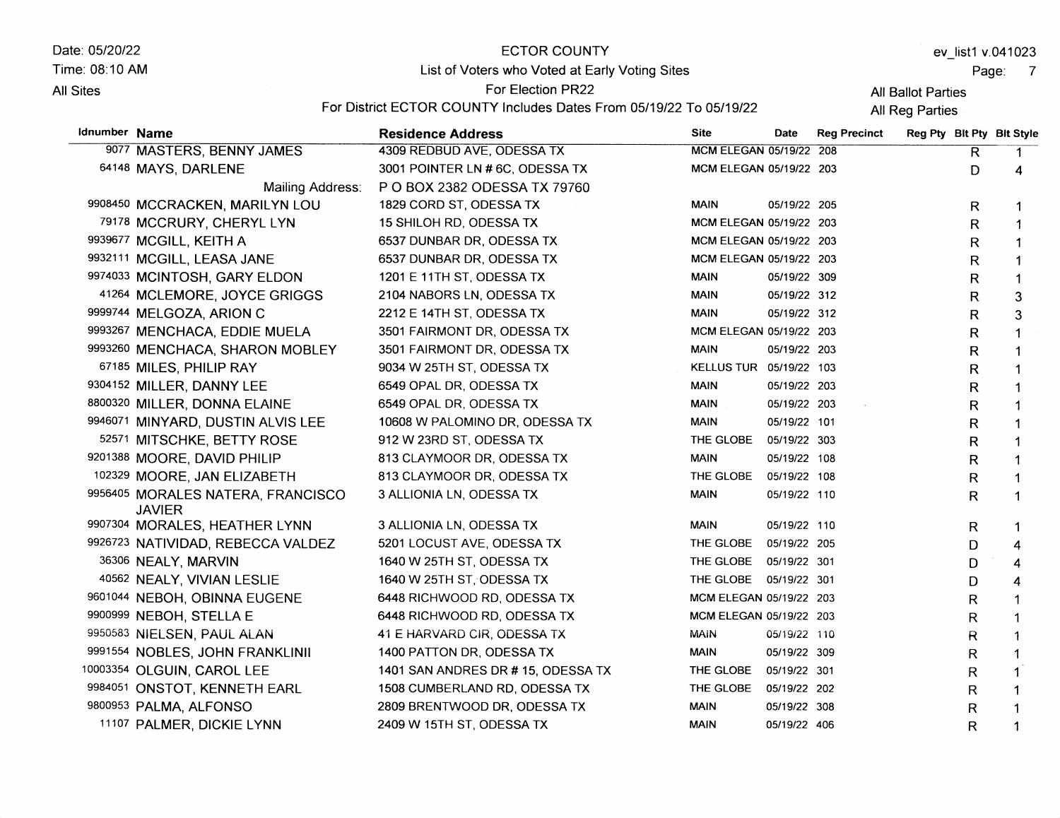Date: 05/20/22
Time: 08:10 AM
All Sites

# ECTOR COUNTY

## List of Voters who Voted at Early Voting Sites

For Election PR22

For District ECTOR COUNTY Includes Dates From 05/19/22 To 05/19/22

ev_list1 v.041023

All Ballot Parties
All Reg Parties

| Idnumber | Name | Residence Address | Site | Date | Reg Precinct | Reg Pty | Blt Pty | Blt Style |
|---|---|---|---|---|---|---|---|---|
| 9077 | MASTERS, BENNY JAMES | 4309 REDBUD AVE, ODESSA TX | MCM ELEGAN | 05/19/22 | 208 | | R | 1 |
| 64148 | MAYS, DARLENE | 3001 POINTER LN # 6C, ODESSA TX | MCM ELEGAN | 05/19/22 | 203 | | D | 4 |
| | Mailing Address: | P O BOX 2382 ODESSA TX 79760 | | | | | | |
| 9908450 | MCCRACKEN, MARILYN LOU | 1829 CORD ST, ODESSA TX | MAIN | 05/19/22 | 205 | | R | 1 |
| 79178 | MCCRURY, CHERYL LYN | 15 SHILOH RD, ODESSA TX | MCM ELEGAN | 05/19/22 | 203 | | R | 1 |
| 9939677 | MCGILL, KEITH A | 6537 DUNBAR DR, ODESSA TX | MCM ELEGAN | 05/19/22 | 203 | | R | 1 |
| 9932111 | MCGILL, LEASA JANE | 6537 DUNBAR DR, ODESSA TX | MCM ELEGAN | 05/19/22 | 203 | | R | 1 |
| 9974033 | MCINTOSH, GARY ELDON | 1201 E 11TH ST, ODESSA TX | MAIN | 05/19/22 | 309 | | R | 1 |
| 41264 | MCLEMORE, JOYCE GRIGGS | 2104 NABORS LN, ODESSA TX | MAIN | 05/19/22 | 312 | | R | 3 |
| 9999744 | MELGOZA, ARION C | 2212 E 14TH ST, ODESSA TX | MAIN | 05/19/22 | 312 | | R | 3 |
| 9993267 | MENCHACA, EDDIE MUELA | 3501 FAIRMONT DR, ODESSA TX | MCM ELEGAN | 05/19/22 | 203 | | R | 1 |
| 9993260 | MENCHACA, SHARON MOBLEY | 3501 FAIRMONT DR, ODESSA TX | MAIN | 05/19/22 | 203 | | R | 1 |
| 67185 | MILES, PHILIP RAY | 9034 W 25TH ST, ODESSA TX | KELLUS TUR | 05/19/22 | 103 | | R | 1 |
| 9304152 | MILLER, DANNY LEE | 6549 OPAL DR, ODESSA TX | MAIN | 05/19/22 | 203 | | R | 1 |
| 8800320 | MILLER, DONNA ELAINE | 6549 OPAL DR, ODESSA TX | MAIN | 05/19/22 | 203 | | R | 1 |
| 9946071 | MINYARD, DUSTIN ALVIS LEE | 10608 W PALOMINO DR, ODESSA TX | MAIN | 05/19/22 | 101 | | R | 1 |
| 52571 | MITSCHKE, BETTY ROSE | 912 W 23RD ST, ODESSA TX | THE GLOBE | 05/19/22 | 303 | | R | 1 |
| 9201388 | MOORE, DAVID PHILIP | 813 CLAYMOOR DR, ODESSA TX | MAIN | 05/19/22 | 108 | | R | 1 |
| 102329 | MOORE, JAN ELIZABETH | 813 CLAYMOOR DR, ODESSA TX | THE GLOBE | 05/19/22 | 108 | | R | 1 |
| 9956405 | MORALES NATERA, FRANCISCO JAVIER | 3 ALLIONIA LN, ODESSA TX | MAIN | 05/19/22 | 110 | | R | 1 |
| 9907304 | MORALES, HEATHER LYNN | 3 ALLIONIA LN, ODESSA TX | MAIN | 05/19/22 | 110 | | R | 1 |
| 9926723 | NATIVIDAD, REBECCA VALDEZ | 5201 LOCUST AVE, ODESSA TX | THE GLOBE | 05/19/22 | 205 | | D | 4 |
| 36306 | NEALY, MARVIN | 1640 W 25TH ST, ODESSA TX | THE GLOBE | 05/19/22 | 301 | | D | 4 |
| 40562 | NEALY, VIVIAN LESLIE | 1640 W 25TH ST, ODESSA TX | THE GLOBE | 05/19/22 | 301 | | D | 4 |
| 9601044 | NEBOH, OBINNA EUGENE | 6448 RICHWOOD RD, ODESSA TX | MCM ELEGAN | 05/19/22 | 203 | | R | 1 |
| 9900999 | NEBOH, STELLA E | 6448 RICHWOOD RD, ODESSA TX | MCM ELEGAN | 05/19/22 | 203 | | R | 1 |
| 9950583 | NIELSEN, PAUL ALAN | 41 E HARVARD CIR, ODESSA TX | MAIN | 05/19/22 | 110 | | R | 1 |
| 9991554 | NOBLES, JOHN FRANKLINII | 1400 PATTON DR, ODESSA TX | MAIN | 05/19/22 | 309 | | R | 1 |
| 10003354 | OLGUIN, CAROL LEE | 1401 SAN ANDRES DR # 15, ODESSA TX | THE GLOBE | 05/19/22 | 301 | | R | 1 |
| 9984051 | ONSTOT, KENNETH EARL | 1508 CUMBERLAND RD, ODESSA TX | THE GLOBE | 05/19/22 | 202 | | R | 1 |
| 9800953 | PALMA, ALFONSO | 2809 BRENTWOOD DR, ODESSA TX | MAIN | 05/19/22 | 308 | | R | 1 |
| 11107 | PALMER, DICKIE LYNN | 2409 W 15TH ST, ODESSA TX | MAIN | 05/19/22 | 406 | | R | 1 |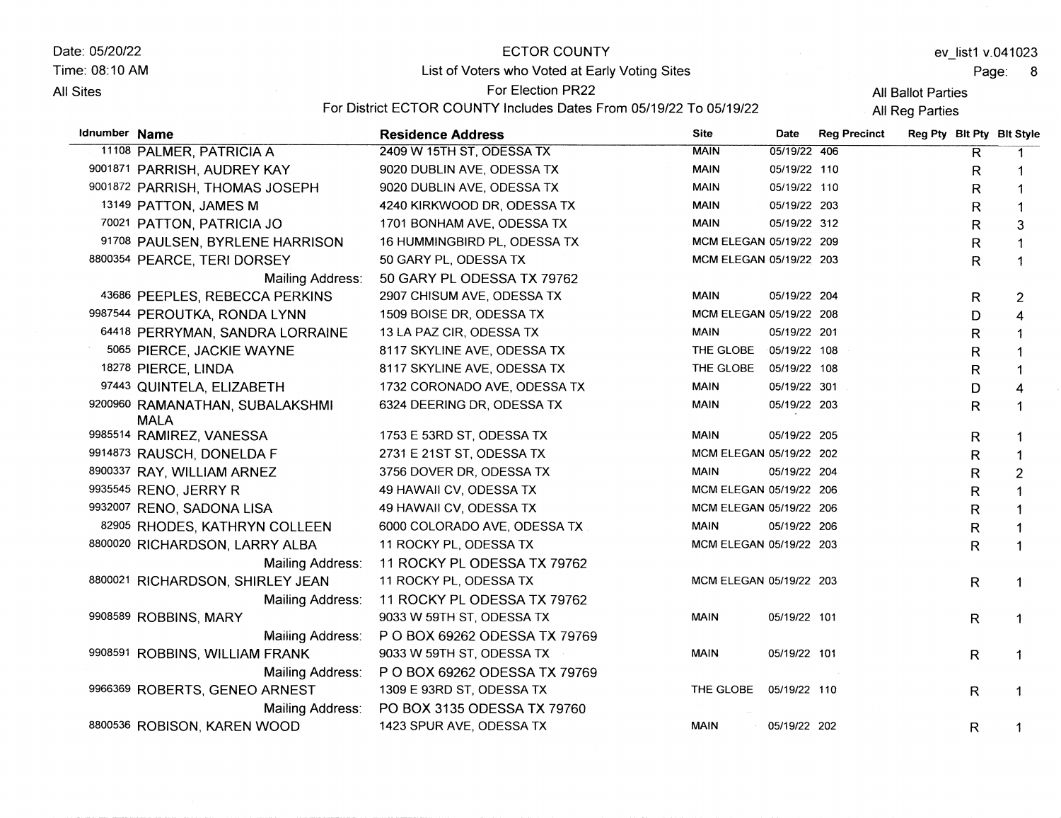Date: 05/20/22
Time: 08:10 AM
All Sites

# ECTOR COUNTY

## List of Voters who Voted at Early Voting Sites

For Election PR22

For District ECTOR COUNTY Includes Dates From 05/19/22 To 05/19/22

ev_list1 v.041023

All Ballot Parties
All Reg Parties

| Idnumber | Name | Residence Address | Site | Date | Reg Precinct | Reg Pty | Blt Pty | Blt Style |
|---|---|---|---|---|---|---|---|---|
| 11108 | PALMER, PATRICIA A | 2409 W 15TH ST, ODESSA TX | MAIN | 05/19/22 | 406 | | R | 1 |
| 9001871 | PARRISH, AUDREY KAY | 9020 DUBLIN AVE, ODESSA TX | MAIN | 05/19/22 | 110 | | R | 1 |
| 9001872 | PARRISH, THOMAS JOSEPH | 9020 DUBLIN AVE, ODESSA TX | MAIN | 05/19/22 | 110 | | R | 1 |
| 13149 | PATTON, JAMES M | 4240 KIRKWOOD DR, ODESSA TX | MAIN | 05/19/22 | 203 | | R | 1 |
| 70021 | PATTON, PATRICIA JO | 1701 BONHAM AVE, ODESSA TX | MAIN | 05/19/22 | 312 | | R | 3 |
| 91708 | PAULSEN, BYRLENE HARRISON | 16 HUMMINGBIRD PL, ODESSA TX | MCM ELEGAN | 05/19/22 | 209 | | R | 1 |
| 8800354 | PEARCE, TERI DORSEY | 50 GARY PL, ODESSA TX | MCM ELEGAN | 05/19/22 | 203 | | R | 1 |
| | Mailing Address: | 50 GARY PL ODESSA TX 79762 | | | | | | |
| 43686 | PEEPLES, REBECCA PERKINS | 2907 CHISUM AVE, ODESSA TX | MAIN | 05/19/22 | 204 | | R | 2 |
| 9987544 | PEROUTKA, RONDA LYNN | 1509 BOISE DR, ODESSA TX | MCM ELEGAN | 05/19/22 | 208 | | D | 4 |
| 64418 | PERRYMAN, SANDRA LORRAINE | 13 LA PAZ CIR, ODESSA TX | MAIN | 05/19/22 | 201 | | R | 1 |
| 5065 | PIERCE, JACKIE WAYNE | 8117 SKYLINE AVE, ODESSA TX | THE GLOBE | 05/19/22 | 108 | | R | 1 |
| 18278 | PIERCE, LINDA | 8117 SKYLINE AVE, ODESSA TX | THE GLOBE | 05/19/22 | 108 | | R | 1 |
| 97443 | QUINTELA, ELIZABETH | 1732 CORONADO AVE, ODESSA TX | MAIN | 05/19/22 | 301 | | D | 4 |
| 9200960 | RAMANATHAN, SUBALAKSHMI MALA | 6324 DEERING DR, ODESSA TX | MAIN | 05/19/22 | 203 | | R | 1 |
| 9985514 | RAMIREZ, VANESSA | 1753 E 53RD ST, ODESSA TX | MAIN | 05/19/22 | 205 | | R | 1 |
| 9914873 | RAUSCH, DONELDA F | 2731 E 21ST ST, ODESSA TX | MCM ELEGAN | 05/19/22 | 202 | | R | 1 |
| 8900337 | RAY, WILLIAM ARNEZ | 3756 DOVER DR, ODESSA TX | MAIN | 05/19/22 | 204 | | R | 2 |
| 9935545 | RENO, JERRY R | 49 HAWAII CV, ODESSA TX | MCM ELEGAN | 05/19/22 | 206 | | R | 1 |
| 9932007 | RENO, SADONA LISA | 49 HAWAII CV, ODESSA TX | MCM ELEGAN | 05/19/22 | 206 | | R | 1 |
| 82905 | RHODES, KATHRYN COLLEEN | 6000 COLORADO AVE, ODESSA TX | MAIN | 05/19/22 | 206 | | R | 1 |
| 8800020 | RICHARDSON, LARRY ALBA | 11 ROCKY PL, ODESSA TX | MCM ELEGAN | 05/19/22 | 203 | | R | 1 |
| | Mailing Address: | 11 ROCKY PL ODESSA TX 79762 | | | | | | |
| 8800021 | RICHARDSON, SHIRLEY JEAN | 11 ROCKY PL, ODESSA TX | MCM ELEGAN | 05/19/22 | 203 | | R | 1 |
| | Mailing Address: | 11 ROCKY PL ODESSA TX 79762 | | | | | | |
| 9908589 | ROBBINS, MARY | 9033 W 59TH ST, ODESSA TX | MAIN | 05/19/22 | 101 | | R | 1 |
| | Mailing Address: | P O BOX 69262 ODESSA TX 79769 | | | | | | |
| 9908591 | ROBBINS, WILLIAM FRANK | 9033 W 59TH ST, ODESSA TX | MAIN | 05/19/22 | 101 | | R | 1 |
| | Mailing Address: | P O BOX 69262 ODESSA TX 79769 | | | | | | |
| 9966369 | ROBERTS, GENEO ARNEST | 1309 E 93RD ST, ODESSA TX | THE GLOBE | 05/19/22 | 110 | | R | 1 |
| | Mailing Address: | PO BOX 3135 ODESSA TX 79760 | | | | | | |
| 8800536 | ROBISON, KAREN WOOD | 1423 SPUR AVE, ODESSA TX | MAIN | 05/19/22 | 202 | | R | 1 |